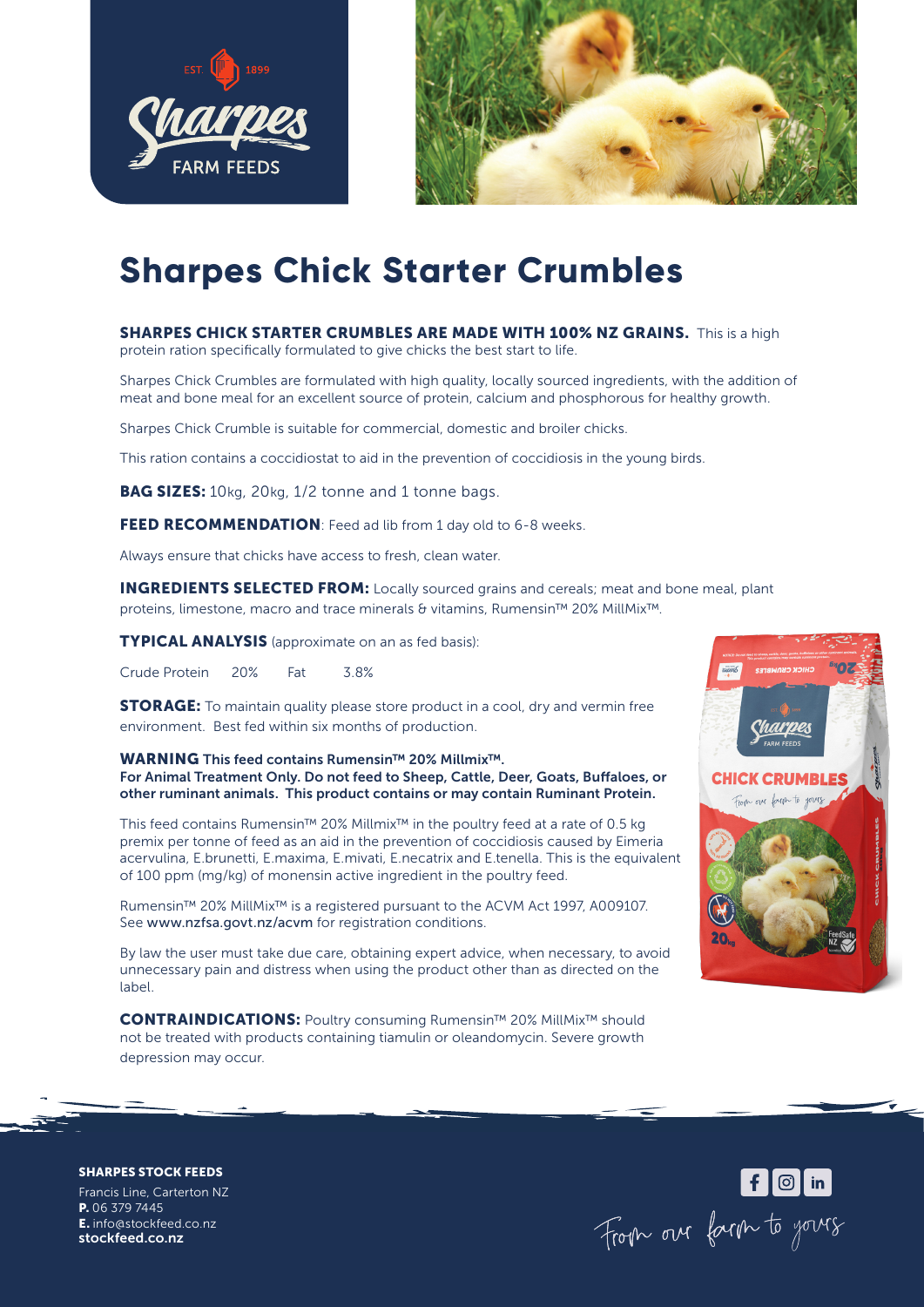# Sharpes Chick Starter Crumbles

**SHARPES CHICK STARTER CRUMBLES ARE MADE WITH 100% NZ GRAINS.** This is a high protein ration specifically formulated to give chicks the best start to life.

Sharpes Chick Crumbles are formulated with high quality, locally sourced ingredients, with the addition of meat and bone meal for an excellent source of protein, calcium and phosphorous for healthy growth.

Sharpes Chick Crumble is suitable for commercial, domestic and broiler chicks.

This ration contains a coccidiostat to aid in the prevention of coccidiosis in the young birds.

**BAG SIZES:** 10kg, 20kg, 1/2 tonne and 1 tonne bags.

**FEED RECOMMENDATION**: Feed ad lib from 1 day old to 6-8 weeks.

Always ensure that chicks have access to fresh, clean water.

**INGREDIENTS SELECTED FROM:** Locally sourced grains and cereals; meat and bone meal, plant proteins, limestone, macro and trace minerals & vitamins, Rumensin™ 20% MillMix™.

**TYPICAL ANALYSIS** (approximate on an as fed basis):

| Crude Protein | 20% | Fat | 3.8% |
|---|---|---|---|

**STORAGE:** To maintain quality please store product in a cool, dry and vermin free environment. Best fed within six months of production.

**WARNING This feed contains Rumensin™ 20% Millmix™.**
**For Animal Treatment Only. Do not feed to Sheep, Cattle, Deer, Goats, Buffaloes, or other ruminant animals. This product contains or may contain Ruminant Protein.**

This feed contains Rumensin™ 20% Millmix™ in the poultry feed at a rate of 0.5 kg premix per tonne of feed as an aid in the prevention of coccidiosis caused by Eimeria acervulina, E.brunetti, E.maxima, E.mivati, E.necatrix and E.tenella. This is the equivalent of 100 ppm (mg/kg) of monensin active ingredient in the poultry feed.

Rumensin™ 20% MillMix™ is a registered pursuant to the ACVM Act 1997, A009107. See www.nzfsa.govt.nz/acvm for registration conditions.

By law the user must take due care, obtaining expert advice, when necessary, to avoid unnecessary pain and distress when using the product other than as directed on the label.

**CONTRAINDICATIONS:** Poultry consuming Rumensin™ 20% MillMix™ should not be treated with products containing tiamulin or oleandomycin. Severe growth depression may occur.

**SHARPES STOCK FEEDS**
Francis Line, Carterton NZ
**P.** 06 379 7445
**E.** info@stockfeed.co.nz
**stockfeed.co.nz**

From our farm to yours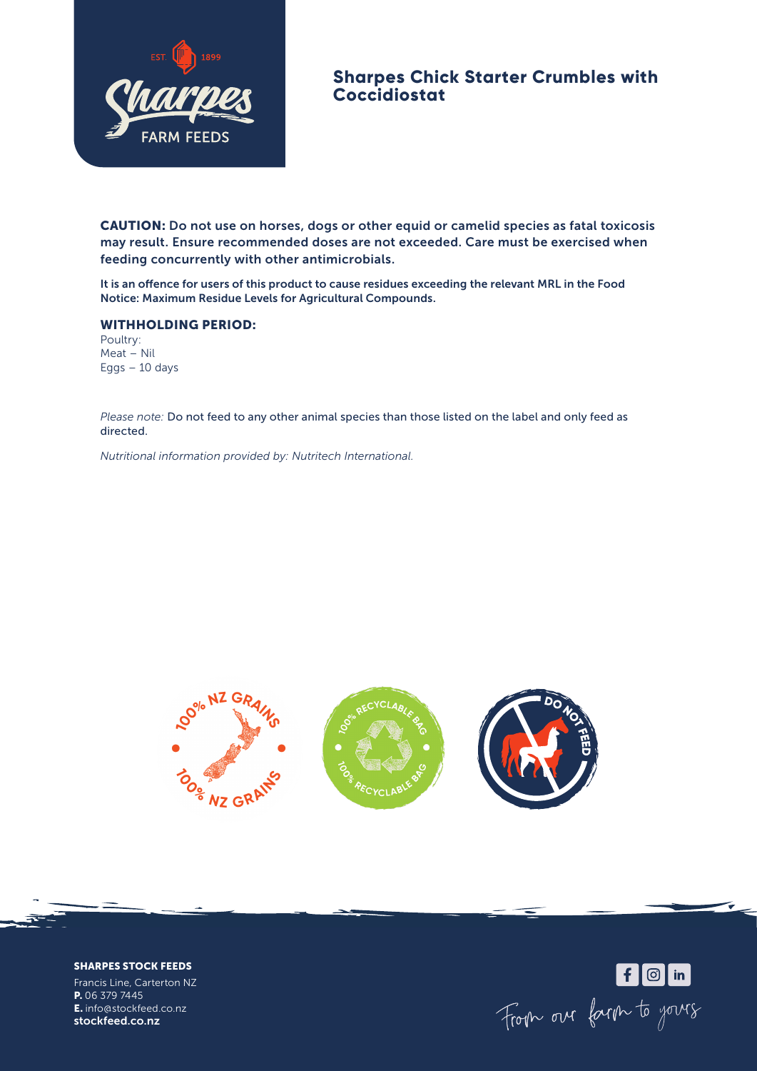# Sharpes Chick Starter Crumbles with Coccidiostat

**CAUTION:** Do not use on horses, dogs or other equid or camelid species as fatal toxicosis may result. Ensure recommended doses are not exceeded. Care must be exercised when feeding concurrently with other antimicrobials.

It is an offence for users of this product to cause residues exceeding the relevant MRL in the Food Notice: Maximum Residue Levels for Agricultural Compounds.

**WITHHOLDING PERIOD:**

Poultry:
Meat – Nil
Eggs – 10 days

*Please note:* Do not feed to any other animal species than those listed on the label and only feed as directed.

*Nutritional information provided by: Nutritech International.*

100% NZ GRAINS

100% RECYCLABLE BAG

DO NOT FEED

**SHARPES STOCK FEEDS**
Francis Line, Carterton NZ
**P.** 06 379 7445
**E.** info@stockfeed.co.nz
**stockfeed.co.nz**

From our farm to yours